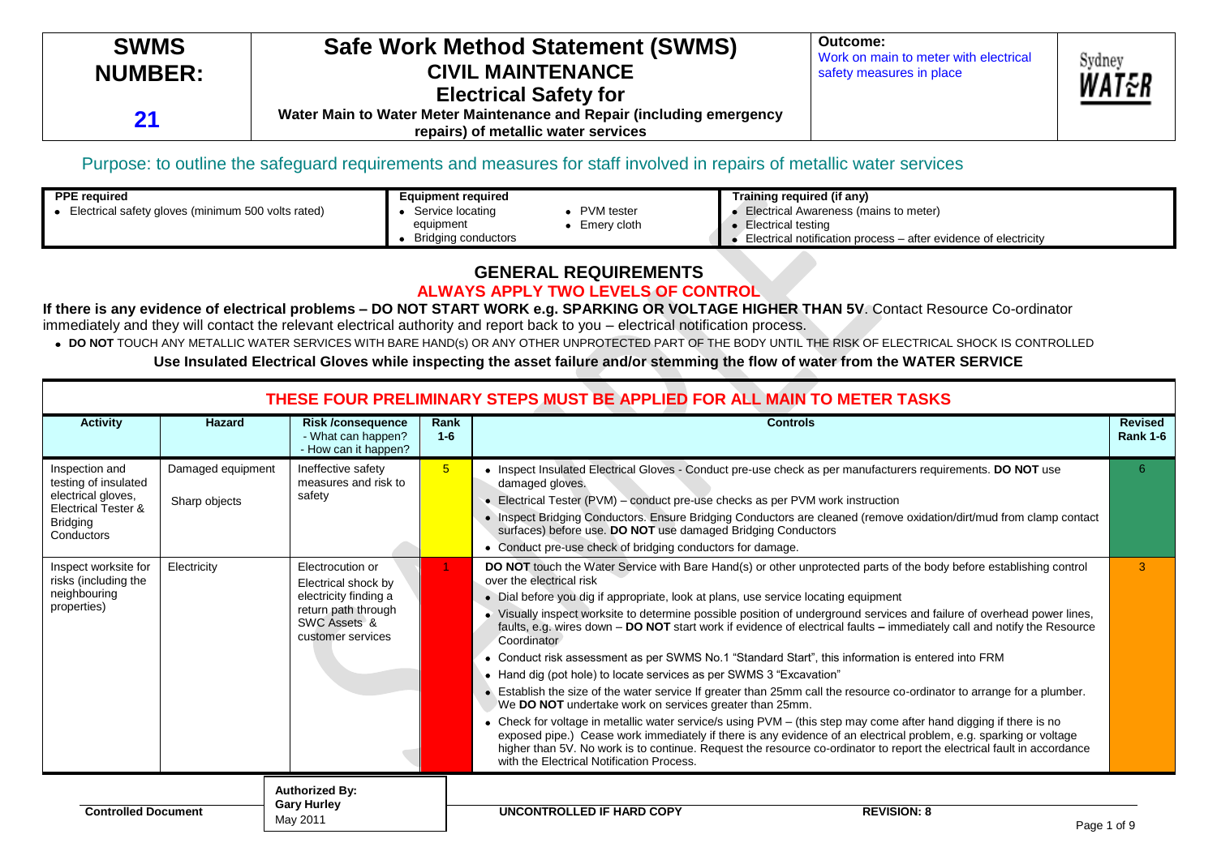| SWMS NUMBER: 21 | Safe Work Method Statement (SWMS) CIVIL MAINTENANCE Electrical Safety for Water Main to Water Meter Maintenance and Repair (including emergency repairs) of metallic water services | Outcome: Work on main to meter with electrical safety measures in place | Sydney WATER |
|---|---|---|---|

Purpose: to outline the safeguard requirements and measures for staff involved in repairs of metallic water services

| PPE required | Equipment required | Training required (if any) |
|---|---|---|
| • Electrical safety gloves (minimum 500 volts rated) | • Service locating equipment<br>• Bridging conductors<br>• PVM tester<br>• Emery cloth | • Electrical Awareness (mains to meter)<br>• Electrical testing<br>• Electrical notification process – after evidence of electricity |

## GENERAL REQUIREMENTS

**ALWAYS APPLY TWO LEVELS OF CONTROL**

**If there is any evidence of electrical problems – DO NOT START WORK e.g. SPARKING OR VOLTAGE HIGHER THAN 5V**. Contact Resource Co-ordinator immediately and they will contact the relevant electrical authority and report back to you – electrical notification process.

- **DO NOT** TOUCH ANY METALLIC WATER SERVICES WITH BARE HAND(s) OR ANY OTHER UNPROTECTED PART OF THE BODY UNTIL THE RISK OF ELECTRICAL SHOCK IS CONTROLLED

**Use Insulated Electrical Gloves while inspecting the asset failure and/or stemming the flow of water from the WATER SERVICE**

**THESE FOUR PRELIMINARY STEPS MUST BE APPLIED FOR ALL MAIN TO METER TASKS**

| Activity | Hazard | Risk /consequence - What can happen? - How can it happen? | Rank 1-6 | Controls | Revised Rank 1-6 |
|---|---|---|---|---|---|
| Inspection and testing of insulated electrical gloves, Electrical Tester & Bridging Conductors | Damaged equipment<br><br>Sharp objects | Ineffective safety measures and risk to safety | 5 | • Inspect Insulated Electrical Gloves - Conduct pre-use check as per manufacturers requirements. **DO NOT** use damaged gloves.<br>• Electrical Tester (PVM) – conduct pre-use checks as per PVM work instruction<br>• Inspect Bridging Conductors. Ensure Bridging Conductors are cleaned (remove oxidation/dirt/mud from clamp contact surfaces) before use. **DO NOT** use damaged Bridging Conductors<br>• Conduct pre-use check of bridging conductors for damage. | 6 |
| Inspect worksite for risks (including the neighbouring properties) | Electricity | Electrocution or Electrical shock by electricity finding a return path through SWC Assets & customer services | 1 | **DO NOT** touch the Water Service with Bare Hand(s) or other unprotected parts of the body before establishing control over the electrical risk<br>• Dial before you dig if appropriate, look at plans, use service locating equipment<br>• Visually inspect worksite to determine possible position of underground services and failure of overhead power lines, faults, e.g. wires down – **DO NOT** start work if evidence of electrical faults **–** immediately call and notify the Resource Coordinator<br>• Conduct risk assessment as per SWMS No.1 "Standard Start", this information is entered into FRM<br>• Hand dig (pot hole) to locate services as per SWMS 3 "Excavation"<br>• Establish the size of the water service If greater than 25mm call the resource co-ordinator to arrange for a plumber. We **DO NOT** undertake work on services greater than 25mm.<br>• Check for voltage in metallic water service/s using PVM – (this step may come after hand digging if there is no exposed pipe.) Cease work immediately if there is any evidence of an electrical problem, e.g. sparking or voltage higher than 5V. No work is to continue. Request the resource co-ordinator to report the electrical fault in accordance with the Electrical Notification Process. | 3 |

| Controlled Document | Authorized By: Gary Hurley May 2011 | UNCONTROLLED IF HARD COPY | REVISION: 8 |
|---|---|---|---|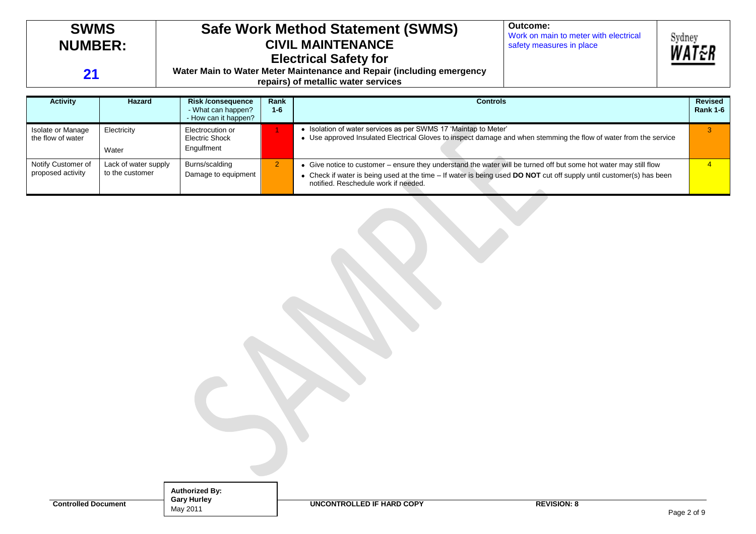| SWMS NUMBER: 21 | Safe Work Method Statement (SWMS) CIVIL MAINTENANCE Electrical Safety for Water Main to Water Meter Maintenance and Repair (including emergency repairs) of metallic water services | Outcome: Work on main to meter with electrical safety measures in place | Sydney WATER |
|---|---|---|---|

| Activity | Hazard | Risk /consequence - What can happen? - How can it happen? | Rank 1-6 | Controls | Revised Rank 1-6 |
|---|---|---|---|---|---|
| Isolate or Manage the flow of water | Electricity<br>Water | Electrocution or Electric Shock<br>Engulfment | 1 | • Isolation of water services as per SWMS 17 'Maintap to Meter'<br>• Use approved Insulated Electrical Gloves to inspect damage and when stemming the flow of water from the service | 3 |
| Notify Customer of proposed activity | Lack of water supply to the customer | Burns/scalding<br>Damage to equipment | 2 | • Give notice to customer – ensure they understand the water will be turned off but some hot water may still flow<br>• Check if water is being used at the time – If water is being used **DO NOT** cut off supply until customer(s) has been notified. Reschedule work if needed. | 4 |

SAMPLE

Controlled Document

**Authorized By:**
**Gary Hurley**
May 2011

**UNCONTROLLED IF HARD COPY**

**REVISION: 8**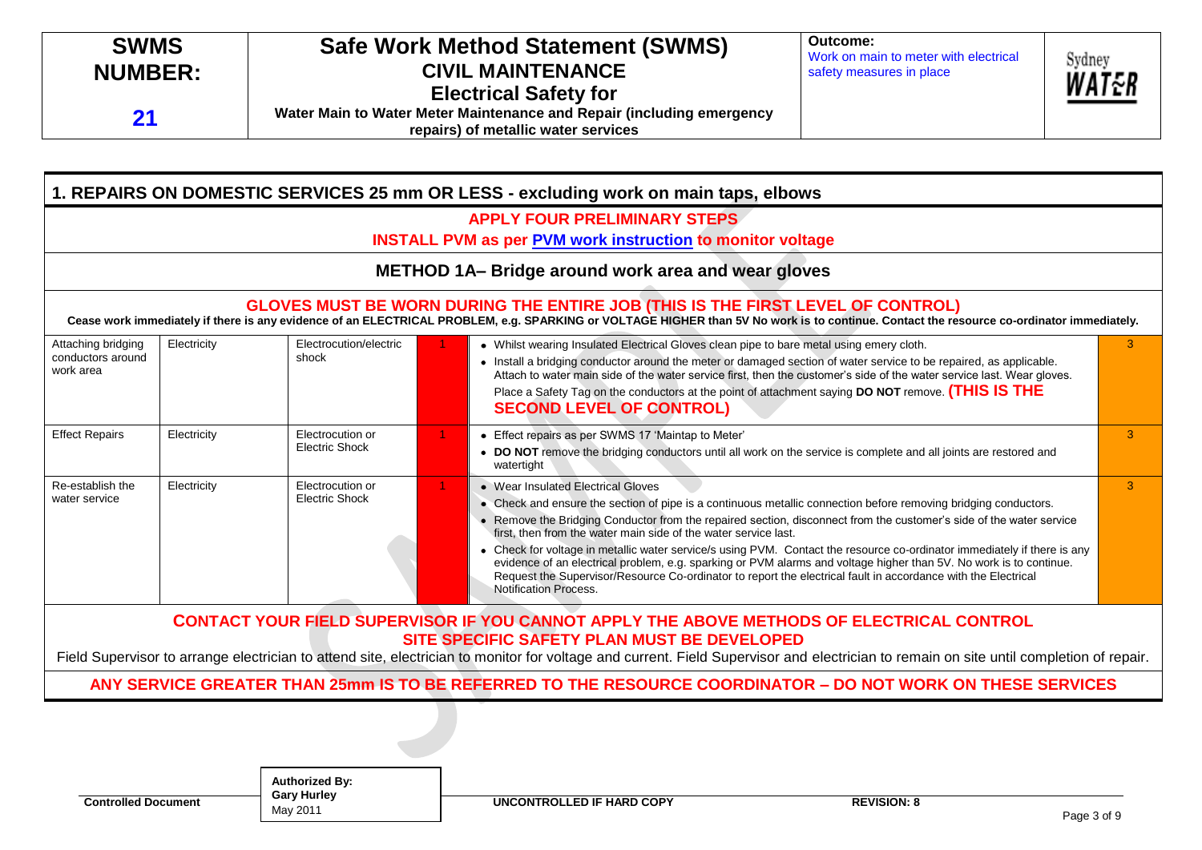| SWMS NUMBER: 21 | Safe Work Method Statement (SWMS) CIVIL MAINTENANCE Electrical Safety for Water Main to Water Meter Maintenance and Repair (including emergency repairs) of metallic water services | Outcome: Work on main to meter with electrical safety measures in place | Sydney WATER |
|---|---|---|---|

## 1. REPAIRS ON DOMESTIC SERVICES 25 mm OR LESS - excluding work on main taps, elbows

**APPLY FOUR PRELIMINARY STEPS**

**INSTALL PVM as per PVM work instruction to monitor voltage**

### METHOD 1A– Bridge around work area and wear gloves

**GLOVES MUST BE WORN DURING THE ENTIRE JOB (THIS IS THE FIRST LEVEL OF CONTROL)**

**Cease work immediately if there is any evidence of an ELECTRICAL PROBLEM, e.g. SPARKING or VOLTAGE HIGHER than 5V No work is to continue. Contact the resource co-ordinator immediately.**

| Task | Hazard | Risk | Rating | Control Measures | Residual Rating |
|---|---|---|---|---|---|
| Attaching bridging conductors around work area | Electricity | Electrocution/electric shock | 1 | • Whilst wearing Insulated Electrical Gloves clean pipe to bare metal using emery cloth.<br>• Install a bridging conductor around the meter or damaged section of water service to be repaired, as applicable. Attach to water main side of the water service first, then the customer's side of the water service last. Wear gloves. Place a Safety Tag on the conductors at the point of attachment saying **DO NOT** remove. **(THIS IS THE SECOND LEVEL OF CONTROL)** | 3 |
| Effect Repairs | Electricity | Electrocution or Electric Shock | 1 | • Effect repairs as per SWMS 17 'Maintap to Meter'<br>• **DO NOT** remove the bridging conductors until all work on the service is complete and all joints are restored and watertight | 3 |
| Re-establish the water service | Electricity | Electrocution or Electric Shock | 1 | • Wear Insulated Electrical Gloves<br>• Check and ensure the section of pipe is a continuous metallic connection before removing bridging conductors.<br>• Remove the Bridging Conductor from the repaired section, disconnect from the customer's side of the water service first, then from the water main side of the water service last.<br>• Check for voltage in metallic water service/s using PVM. Contact the resource co-ordinator immediately if there is any evidence of an electrical problem, e.g. sparking or PVM alarms and voltage higher than 5V. No work is to continue. Request the Supervisor/Resource Co-ordinator to report the electrical fault in accordance with the Electrical Notification Process. | 3 |

**CONTACT YOUR FIELD SUPERVISOR IF YOU CANNOT APPLY THE ABOVE METHODS OF ELECTRICAL CONTROL**

**SITE SPECIFIC SAFETY PLAN MUST BE DEVELOPED**

Field Supervisor to arrange electrician to attend site, electrician to monitor for voltage and current. Field Supervisor and electrician to remain on site until completion of repair.

**ANY SERVICE GREATER THAN 25mm IS TO BE REFERRED TO THE RESOURCE COORDINATOR – DO NOT WORK ON THESE SERVICES**

| Controlled Document | Authorized By: Gary Hurley May 2011 | UNCONTROLLED IF HARD COPY | REVISION: 8 |
|---|---|---|---|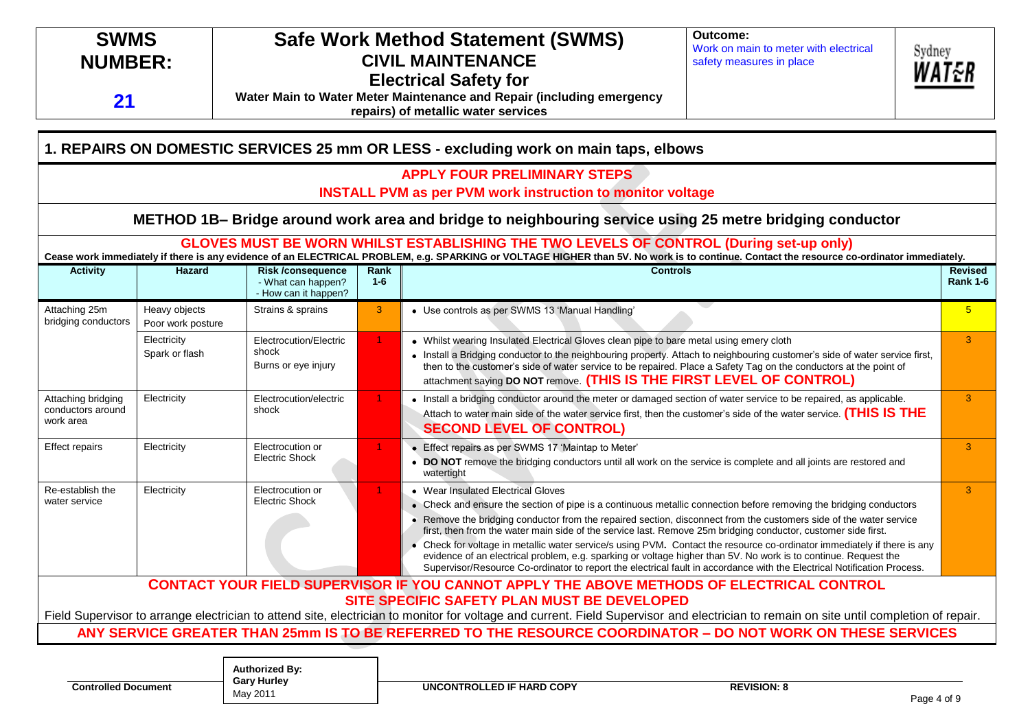| SWMS NUMBER: 21 | Safe Work Method Statement (SWMS) CIVIL MAINTENANCE Electrical Safety for Water Main to Water Meter Maintenance and Repair (including emergency repairs) of metallic water services | Outcome: Work on main to meter with electrical safety measures in place | Sydney WATER |
|---|---|---|---|

## 1. REPAIRS ON DOMESTIC SERVICES 25 mm OR LESS - excluding work on main taps, elbows

**APPLY FOUR PRELIMINARY STEPS**

**INSTALL PVM as per PVM work instruction to monitor voltage**

### METHOD 1B– Bridge around work area and bridge to neighbouring service using 25 metre bridging conductor

**GLOVES MUST BE WORN WHILST ESTABLISHING THE TWO LEVELS OF CONTROL (During set-up only)**

**Cease work immediately if there is any evidence of an ELECTRICAL PROBLEM, e.g. SPARKING or VOLTAGE HIGHER than 5V. No work is to continue. Contact the resource co-ordinator immediately.**

| Activity | Hazard | Risk /consequence - What can happen? - How can it happen? | Rank 1-6 | Controls | Revised Rank 1-6 |
|---|---|---|---|---|---|
| Attaching 25m bridging conductors | Heavy objects<br>Poor work posture | Strains & sprains | 3 | • Use controls as per SWMS 13 'Manual Handling' | 5 |
| | Electricity<br>Spark or flash | Electrocution/Electric shock<br>Burns or eye injury | 1 | • Whilst wearing Insulated Electrical Gloves clean pipe to bare metal using emery cloth<br>• Install a Bridging conductor to the neighbouring property. Attach to neighbouring customer's side of water service first, then to the customer's side of water service to be repaired. Place a Safety Tag on the conductors at the point of attachment saying **DO NOT** remove. **(THIS IS THE FIRST LEVEL OF CONTROL)** | 3 |
| Attaching bridging conductors around work area | Electricity | Electrocution/electric shock | 1 | • Install a bridging conductor around the meter or damaged section of water service to be repaired, as applicable. Attach to water main side of the water service first, then the customer's side of the water service. **(THIS IS THE SECOND LEVEL OF CONTROL)** | 3 |
| Effect repairs | Electricity | Electrocution or Electric Shock | 1 | • Effect repairs as per SWMS 17 'Maintap to Meter'<br>• **DO NOT** remove the bridging conductors until all work on the service is complete and all joints are restored and watertight | 3 |
| Re-establish the water service | Electricity | Electrocution or Electric Shock | 1 | • Wear Insulated Electrical Gloves<br>• Check and ensure the section of pipe is a continuous metallic connection before removing the bridging conductors<br>• Remove the bridging conductor from the repaired section, disconnect from the customers side of the water service first, then from the water main side of the service last. Remove 25m bridging conductor, customer side first.<br>• Check for voltage in metallic water service/s using PVM. Contact the resource co-ordinator immediately if there is any evidence of an electrical problem, e.g. sparking or voltage higher than 5V. No work is to continue. Request the Supervisor/Resource Co-ordinator to report the electrical fault in accordance with the Electrical Notification Process. | 3 |

**CONTACT YOUR FIELD SUPERVISOR IF YOU CANNOT APPLY THE ABOVE METHODS OF ELECTRICAL CONTROL**

**SITE SPECIFIC SAFETY PLAN MUST BE DEVELOPED**

Field Supervisor to arrange electrician to attend site, electrician to monitor for voltage and current. Field Supervisor and electrician to remain on site until completion of repair.

**ANY SERVICE GREATER THAN 25mm IS TO BE REFERRED TO THE RESOURCE COORDINATOR – DO NOT WORK ON THESE SERVICES**

| Controlled Document | Authorized By: Gary Hurley May 2011 | UNCONTROLLED IF HARD COPY | REVISION: 8 |
|---|---|---|---|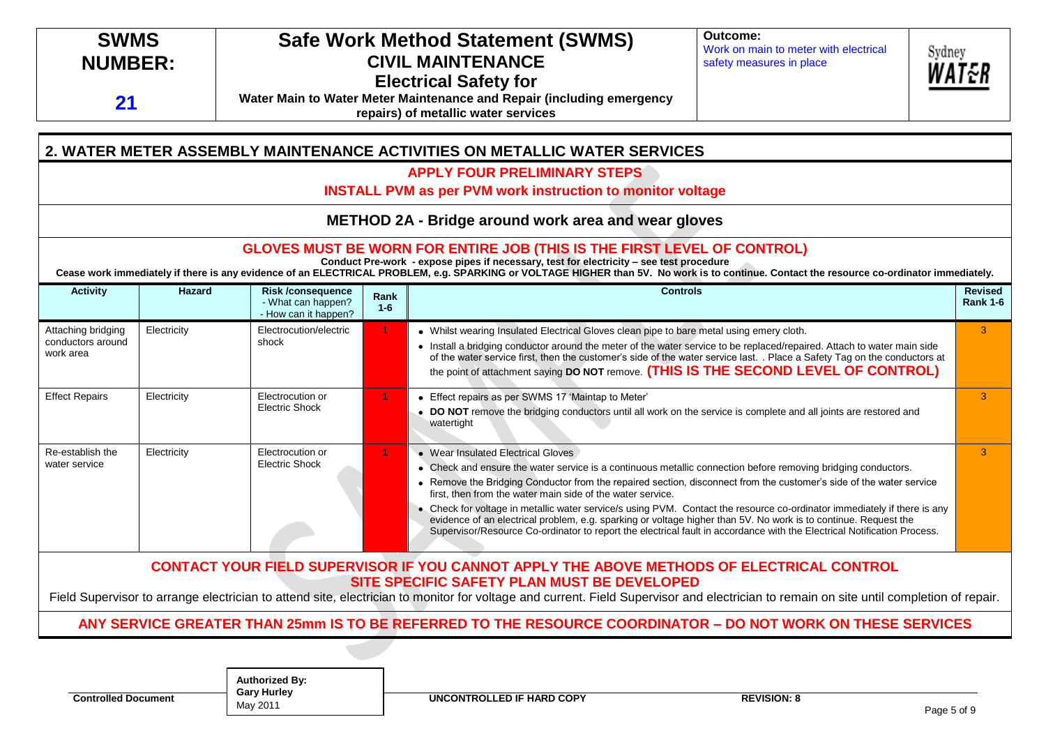| SWMS NUMBER: 21 | Safe Work Method Statement (SWMS) CIVIL MAINTENANCE Electrical Safety for Water Main to Water Meter Maintenance and Repair (including emergency repairs) of metallic water services | Outcome: Work on main to meter with electrical safety measures in place | Sydney WATER |
|---|---|---|---|

## 2. WATER METER ASSEMBLY MAINTENANCE ACTIVITIES ON METALLIC WATER SERVICES

**APPLY FOUR PRELIMINARY STEPS**

**INSTALL PVM as per PVM work instruction to monitor voltage**

### METHOD 2A - Bridge around work area and wear gloves

**GLOVES MUST BE WORN FOR ENTIRE JOB (THIS IS THE FIRST LEVEL OF CONTROL)**

**Conduct Pre-work - expose pipes if necessary, test for electricity – see test procedure**

**Cease work immediately if there is any evidence of an ELECTRICAL PROBLEM, e.g. SPARKING or VOLTAGE HIGHER than 5V. No work is to continue. Contact the resource co-ordinator immediately.**

| Activity | Hazard | Risk /consequence - What can happen? - How can it happen? | Rank 1-6 | Controls | Revised Rank 1-6 |
|---|---|---|---|---|---|
| Attaching bridging conductors around work area | Electricity | Electrocution/electric shock | 1 | • Whilst wearing Insulated Electrical Gloves clean pipe to bare metal using emery cloth.<br>• Install a bridging conductor around the meter of the water service to be replaced/repaired. Attach to water main side of the water service first, then the customer's side of the water service last. . Place a Safety Tag on the conductors at the point of attachment saying **DO NOT** remove. **(THIS IS THE SECOND LEVEL OF CONTROL)** | 3 |
| Effect Repairs | Electricity | Electrocution or Electric Shock | 1 | • Effect repairs as per SWMS 17 'Maintap to Meter'<br>• **DO NOT** remove the bridging conductors until all work on the service is complete and all joints are restored and watertight | 3 |
| Re-establish the water service | Electricity | Electrocution or Electric Shock | 1 | • Wear Insulated Electrical Gloves<br>• Check and ensure the water service is a continuous metallic connection before removing bridging conductors.<br>• Remove the Bridging Conductor from the repaired section, disconnect from the customer's side of the water service first, then from the water main side of the water service.<br>• Check for voltage in metallic water service/s using PVM. Contact the resource co-ordinator immediately if there is any evidence of an electrical problem, e.g. sparking or voltage higher than 5V. No work is to continue. Request the Supervisor/Resource Co-ordinator to report the electrical fault in accordance with the Electrical Notification Process. | 3 |

**CONTACT YOUR FIELD SUPERVISOR IF YOU CANNOT APPLY THE ABOVE METHODS OF ELECTRICAL CONTROL**

**SITE SPECIFIC SAFETY PLAN MUST BE DEVELOPED**

Field Supervisor to arrange electrician to attend site, electrician to monitor for voltage and current. Field Supervisor and electrician to remain on site until completion of repair.

**ANY SERVICE GREATER THAN 25mm IS TO BE REFERRED TO THE RESOURCE COORDINATOR – DO NOT WORK ON THESE SERVICES**

| Controlled Document | Authorized By: Gary Hurley May 2011 | UNCONTROLLED IF HARD COPY | REVISION: 8 |
|---|---|---|---|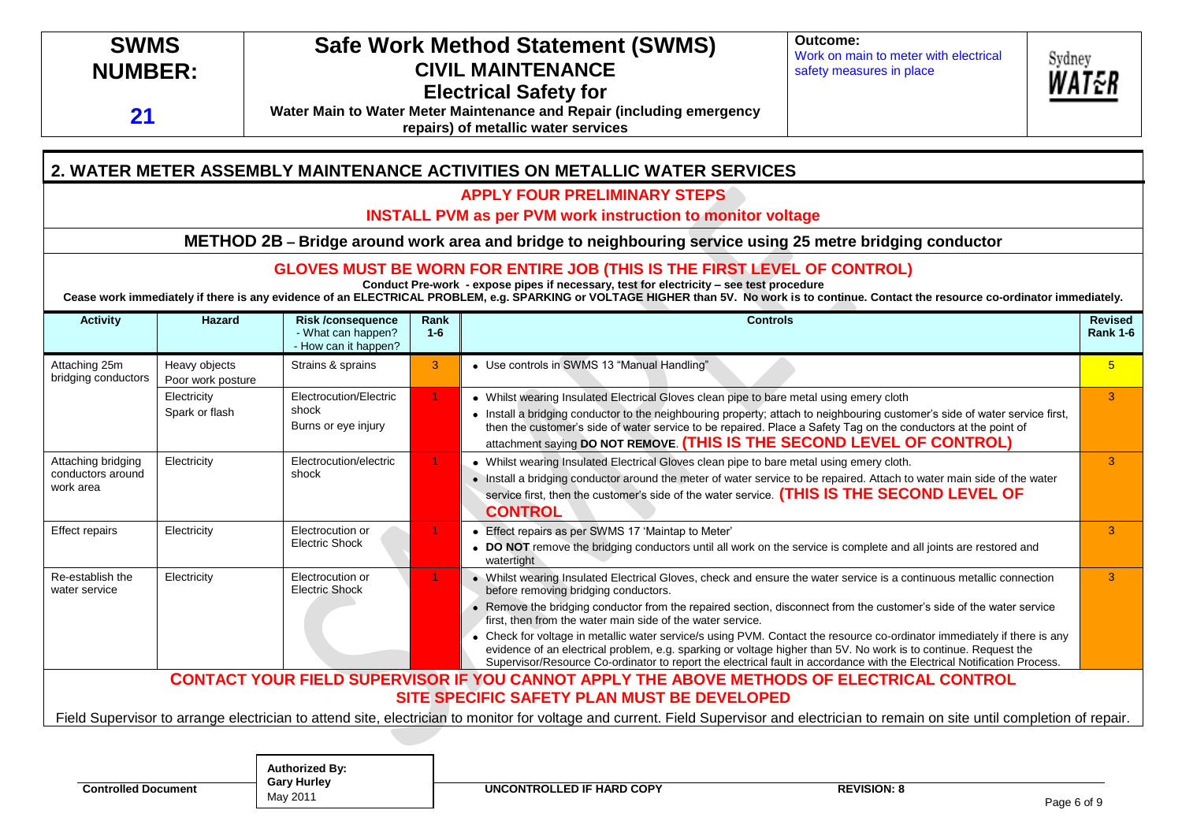# SWMS NUMBER: 21

# Safe Work Method Statement (SWMS)
## CIVIL MAINTENANCE
## Electrical Safety for
**Water Main to Water Meter Maintenance and Repair (including emergency repairs) of metallic water services**

**Outcome:**
Work on main to meter with electrical safety measures in place

Sydney WATER

## 2. WATER METER ASSEMBLY MAINTENANCE ACTIVITIES ON METALLIC WATER SERVICES

**APPLY FOUR PRELIMINARY STEPS**

**INSTALL PVM as per PVM work instruction to monitor voltage**

### METHOD 2B – Bridge around work area and bridge to neighbouring service using 25 metre bridging conductor

**GLOVES MUST BE WORN FOR ENTIRE JOB (THIS IS THE FIRST LEVEL OF CONTROL)**

**Conduct Pre-work - expose pipes if necessary, test for electricity – see test procedure**

**Cease work immediately if there is any evidence of an ELECTRICAL PROBLEM, e.g. SPARKING or VOLTAGE HIGHER than 5V. No work is to continue. Contact the resource co-ordinator immediately.**

| Activity | Hazard | Risk /consequence - What can happen? - How can it happen? | Rank 1-6 | Controls | Revised Rank 1-6 |
|---|---|---|---|---|---|
| Attaching 25m bridging conductors | Heavy objects<br>Poor work posture | Strains & sprains | 3 | • Use controls in SWMS 13 "Manual Handling" | 5 |
| | Electricity<br>Spark or flash | Electrocution/Electric shock<br>Burns or eye injury | 1 | • Whilst wearing Insulated Electrical Gloves clean pipe to bare metal using emery cloth<br>• Install a bridging conductor to the neighbouring property; attach to neighbouring customer's side of water service first, then the customer's side of water service to be repaired. Place a Safety Tag on the conductors at the point of attachment saying **DO NOT REMOVE**. **(THIS IS THE SECOND LEVEL OF CONTROL)** | 3 |
| Attaching bridging conductors around work area | Electricity | Electrocution/electric shock | 1 | • Whilst wearing Insulated Electrical Gloves clean pipe to bare metal using emery cloth.<br>• Install a bridging conductor around the meter of water service to be repaired. Attach to water main side of the water service first, then the customer's side of the water service. **(THIS IS THE SECOND LEVEL OF CONTROL)** | 3 |
| Effect repairs | Electricity | Electrocution or Electric Shock | 1 | • Effect repairs as per SWMS 17 'Maintap to Meter'<br>• **DO NOT** remove the bridging conductors until all work on the service is complete and all joints are restored and watertight | 3 |
| Re-establish the water service | Electricity | Electrocution or Electric Shock | 1 | • Whilst wearing Insulated Electrical Gloves, check and ensure the water service is a continuous metallic connection before removing bridging conductors.<br>• Remove the bridging conductor from the repaired section, disconnect from the customer's side of the water service first, then from the water main side of the water service.<br>• Check for voltage in metallic water service/s using PVM. Contact the resource co-ordinator immediately if there is any evidence of an electrical problem, e.g. sparking or voltage higher than 5V. No work is to continue. Request the Supervisor/Resource Co-ordinator to report the electrical fault in accordance with the Electrical Notification Process. | 3 |

**CONTACT YOUR FIELD SUPERVISOR IF YOU CANNOT APPLY THE ABOVE METHODS OF ELECTRICAL CONTROL**

**SITE SPECIFIC SAFETY PLAN MUST BE DEVELOPED**

Field Supervisor to arrange electrician to attend site, electrician to monitor for voltage and current. Field Supervisor and electrician to remain on site until completion of repair.

Controlled Document | Authorized By: Gary Hurley, May 2011 | UNCONTROLLED IF HARD COPY | REVISION: 8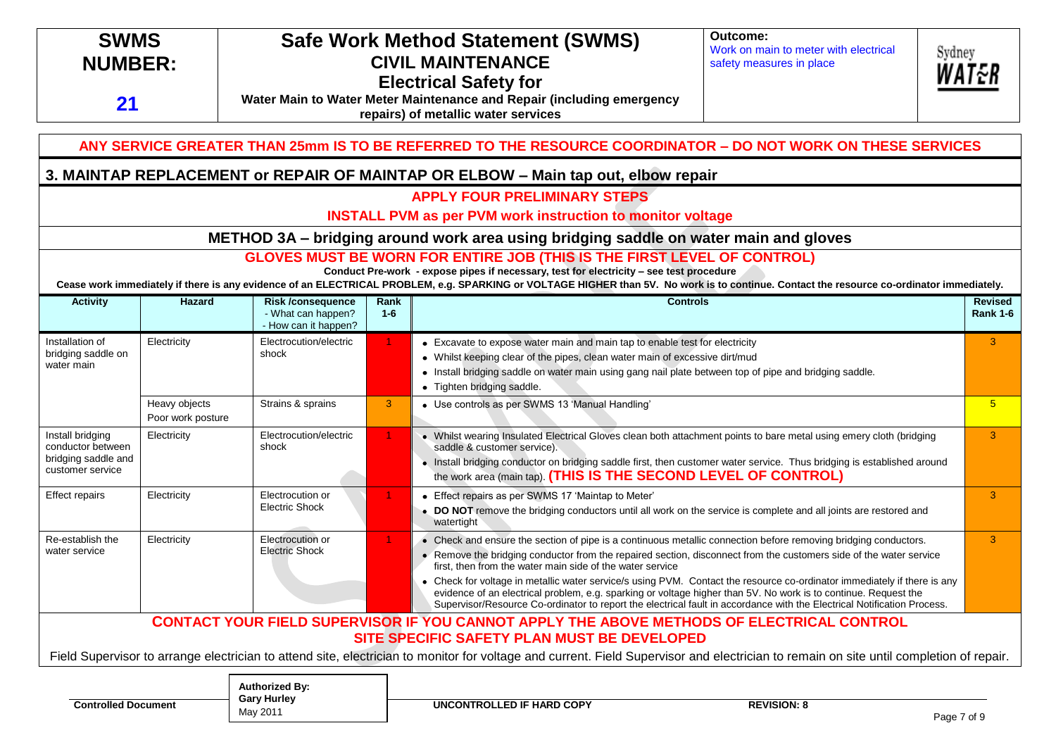| SWMS NUMBER: 21 | Safe Work Method Statement (SWMS) CIVIL MAINTENANCE Electrical Safety for Water Main to Water Meter Maintenance and Repair (including emergency repairs) of metallic water services | Outcome: Work on main to meter with electrical safety measures in place | Sydney WATER |
|---|---|---|---|

**ANY SERVICE GREATER THAN 25mm IS TO BE REFERRED TO THE RESOURCE COORDINATOR – DO NOT WORK ON THESE SERVICES**

## 3. MAINTAP REPLACEMENT or REPAIR OF MAINTAP OR ELBOW – Main tap out, elbow repair

**APPLY FOUR PRELIMINARY STEPS**

**INSTALL PVM as per PVM work instruction to monitor voltage**

### METHOD 3A – bridging around work area using bridging saddle on water main and gloves

**GLOVES MUST BE WORN FOR ENTIRE JOB (THIS IS THE FIRST LEVEL OF CONTROL)**

**Conduct Pre-work - expose pipes if necessary, test for electricity – see test procedure**

**Cease work immediately if there is any evidence of an ELECTRICAL PROBLEM, e.g. SPARKING or VOLTAGE HIGHER than 5V. No work is to continue. Contact the resource co-ordinator immediately.**

| Activity | Hazard | Risk /consequence - What can happen? - How can it happen? | Rank 1-6 | Controls | Revised Rank 1-6 |
|---|---|---|---|---|---|
| Installation of bridging saddle on water main | Electricity | Electrocution/electric shock | 1 | • Excavate to expose water main and main tap to enable test for electricity<br>• Whilst keeping clear of the pipes, clean water main of excessive dirt/mud<br>• Install bridging saddle on water main using gang nail plate between top of pipe and bridging saddle.<br>• Tighten bridging saddle. | 3 |
| | Heavy objects<br>Poor work posture | Strains & sprains | 3 | • Use controls as per SWMS 13 'Manual Handling' | 5 |
| Install bridging conductor between bridging saddle and customer service | Electricity | Electrocution/electric shock | 1 | • Whilst wearing Insulated Electrical Gloves clean both attachment points to bare metal using emery cloth (bridging saddle & customer service).<br>• Install bridging conductor on bridging saddle first, then customer water service. Thus bridging is established around the work area (main tap). **(THIS IS THE SECOND LEVEL OF CONTROL)** | 3 |
| Effect repairs | Electricity | Electrocution or Electric Shock | 1 | • Effect repairs as per SWMS 17 'Maintap to Meter'<br>• **DO NOT** remove the bridging conductors until all work on the service is complete and all joints are restored and watertight | 3 |
| Re-establish the water service | Electricity | Electrocution or Electric Shock | 1 | • Check and ensure the section of pipe is a continuous metallic connection before removing bridging conductors.<br>• Remove the bridging conductor from the repaired section, disconnect from the customers side of the water service first, then from the water main side of the water service<br>• Check for voltage in metallic water service/s using PVM. Contact the resource co-ordinator immediately if there is any evidence of an electrical problem, e.g. sparking or voltage higher than 5V. No work is to continue. Request the Supervisor/Resource Co-ordinator to report the electrical fault in accordance with the Electrical Notification Process. | 3 |

**CONTACT YOUR FIELD SUPERVISOR IF YOU CANNOT APPLY THE ABOVE METHODS OF ELECTRICAL CONTROL**

**SITE SPECIFIC SAFETY PLAN MUST BE DEVELOPED**

Field Supervisor to arrange electrician to attend site, electrician to monitor for voltage and current. Field Supervisor and electrician to remain on site until completion of repair.

| Controlled Document | Authorized By: Gary Hurley May 2011 | UNCONTROLLED IF HARD COPY | REVISION: 8 |
|---|---|---|---|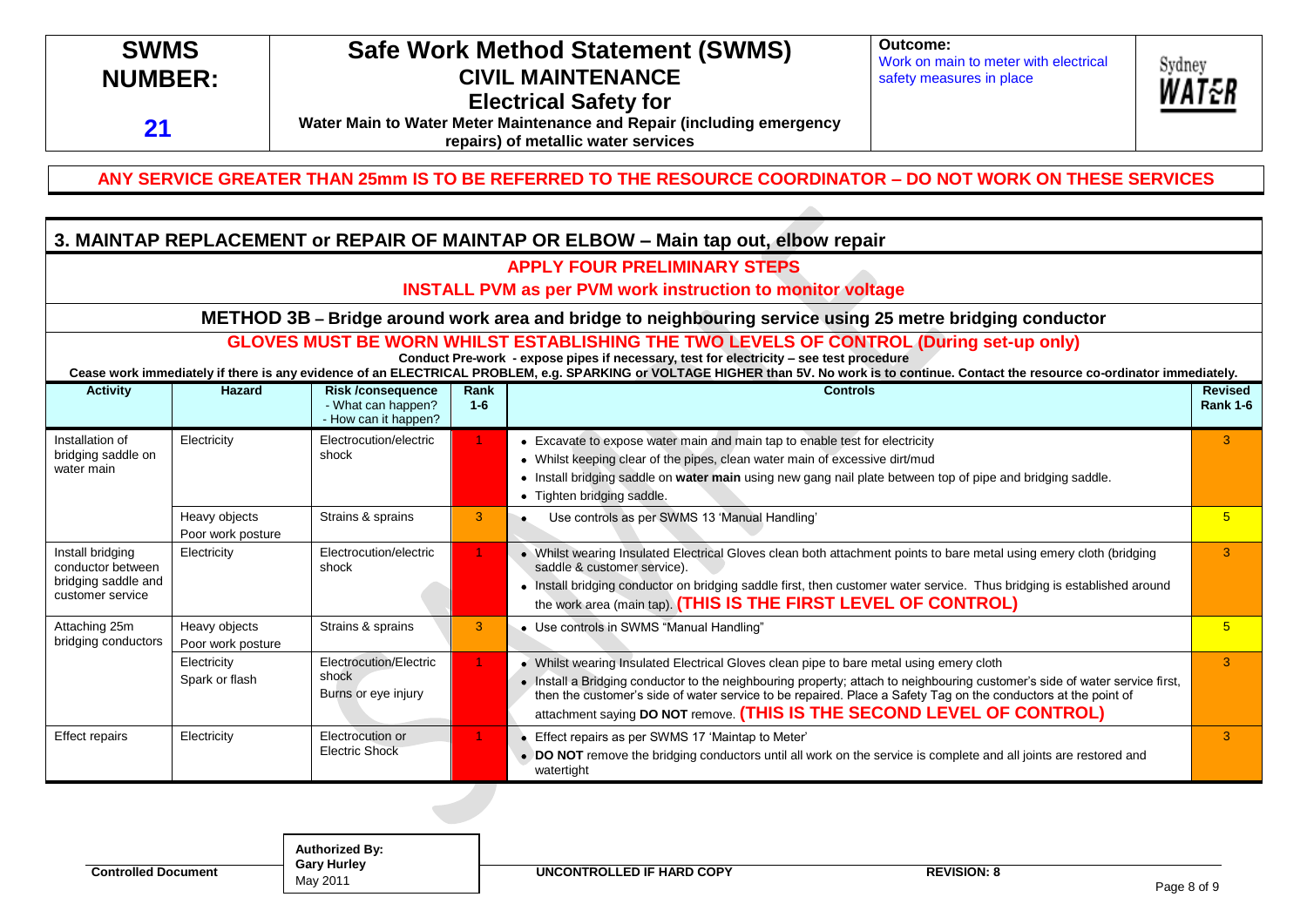| SWMS NUMBER: 21 | Safe Work Method Statement (SWMS) CIVIL MAINTENANCE Electrical Safety for Water Main to Water Meter Maintenance and Repair (including emergency repairs) of metallic water services | Outcome: Work on main to meter with electrical safety measures in place | Sydney WATER |
|---|---|---|---|

**ANY SERVICE GREATER THAN 25mm IS TO BE REFERRED TO THE RESOURCE COORDINATOR – DO NOT WORK ON THESE SERVICES**

## 3. MAINTAP REPLACEMENT or REPAIR OF MAINTAP OR ELBOW – Main tap out, elbow repair

**APPLY FOUR PRELIMINARY STEPS**

**INSTALL PVM as per PVM work instruction to monitor voltage**

### METHOD 3B – Bridge around work area and bridge to neighbouring service using 25 metre bridging conductor

**GLOVES MUST BE WORN WHILST ESTABLISHING THE TWO LEVELS OF CONTROL (During set-up only)**

**Conduct Pre-work - expose pipes if necessary, test for electricity – see test procedure**

**Cease work immediately if there is any evidence of an ELECTRICAL PROBLEM, e.g. SPARKING or VOLTAGE HIGHER than 5V. No work is to continue. Contact the resource co-ordinator immediately.**

| Activity | Hazard | Risk /consequence - What can happen? - How can it happen? | Rank 1-6 | Controls | Revised Rank 1-6 |
|---|---|---|---|---|---|
| Installation of bridging saddle on water main | Electricity | Electrocution/electric shock | 1 | • Excavate to expose water main and main tap to enable test for electricity<br>• Whilst keeping clear of the pipes, clean water main of excessive dirt/mud<br>• Install bridging saddle on **water main** using new gang nail plate between top of pipe and bridging saddle.<br>• Tighten bridging saddle. | 3 |
| | Heavy objects<br>Poor work posture | Strains & sprains | 3 | • Use controls as per SWMS 13 'Manual Handling' | 5 |
| Install bridging conductor between bridging saddle and customer service | Electricity | Electrocution/electric shock | 1 | • Whilst wearing Insulated Electrical Gloves clean both attachment points to bare metal using emery cloth (bridging saddle & customer service).<br>• Install bridging conductor on bridging saddle first, then customer water service. Thus bridging is established around the work area (main tap). **(THIS IS THE FIRST LEVEL OF CONTROL)** | 3 |
| Attaching 25m bridging conductors | Heavy objects<br>Poor work posture | Strains & sprains | 3 | • Use controls in SWMS "Manual Handling" | 5 |
| | Electricity<br>Spark or flash | Electrocution/Electric shock<br>Burns or eye injury | 1 | • Whilst wearing Insulated Electrical Gloves clean pipe to bare metal using emery cloth<br>• Install a Bridging conductor to the neighbouring property; attach to neighbouring customer's side of water service first, then the customer's side of water service to be repaired. Place a Safety Tag on the conductors at the point of attachment saying **DO NOT** remove. **(THIS IS THE SECOND LEVEL OF CONTROL)** | 3 |
| Effect repairs | Electricity | Electrocution or Electric Shock | 1 | • Effect repairs as per SWMS 17 'Maintap to Meter'<br>• **DO NOT** remove the bridging conductors until all work on the service is complete and all joints are restored and watertight | 3 |

| Controlled Document | Authorized By: Gary Hurley May 2011 | UNCONTROLLED IF HARD COPY | REVISION: 8 |
|---|---|---|---|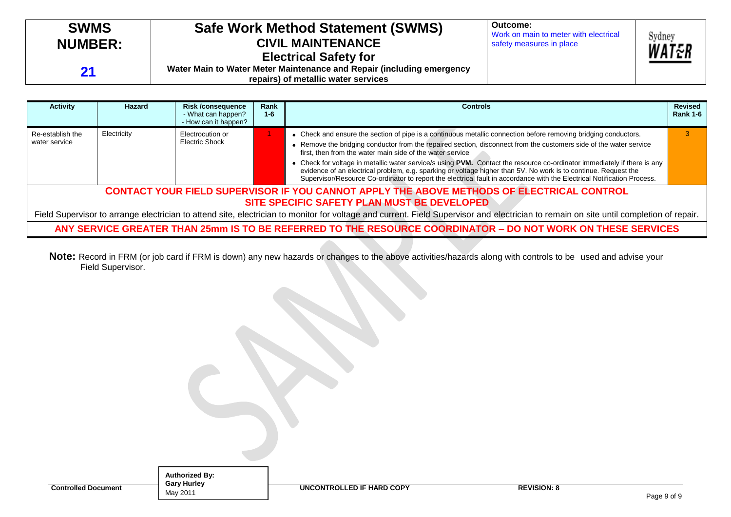| SWMS NUMBER: 21 | Safe Work Method Statement (SWMS) CIVIL MAINTENANCE Electrical Safety for Water Main to Water Meter Maintenance and Repair (including emergency repairs) of metallic water services | Outcome: Work on main to meter with electrical safety measures in place | Sydney WATER |
|---|---|---|---|

| Activity | Hazard | Risk /consequence - What can happen? - How can it happen? | Rank 1-6 | Controls | Revised Rank 1-6 |
|---|---|---|---|---|---|
| Re-establish the water service | Electricity | Electrocution or Electric Shock | 1 | • Check and ensure the section of pipe is a continuous metallic connection before removing bridging conductors.<br>• Remove the bridging conductor from the repaired section, disconnect from the customers side of the water service first, then from the water main side of the water service<br>• Check for voltage in metallic water service/s using **PVM.** Contact the resource co-ordinator immediately if there is any evidence of an electrical problem, e.g. sparking or voltage higher than 5V. No work is to continue. Request the Supervisor/Resource Co-ordinator to report the electrical fault in accordance with the Electrical Notification Process. | 3 |

**CONTACT YOUR FIELD SUPERVISOR IF YOU CANNOT APPLY THE ABOVE METHODS OF ELECTRICAL CONTROL**
**SITE SPECIFIC SAFETY PLAN MUST BE DEVELOPED**

Field Supervisor to arrange electrician to attend site, electrician to monitor for voltage and current. Field Supervisor and electrician to remain on site until completion of repair.

**ANY SERVICE GREATER THAN 25mm IS TO BE REFERRED TO THE RESOURCE COORDINATOR – DO NOT WORK ON THESE SERVICES**

**Note:** Record in FRM (or job card if FRM is down) any new hazards or changes to the above activities/hazards along with controls to be used and advise your Field Supervisor.

| Controlled Document | Authorized By: Gary Hurley May 2011 | UNCONTROLLED IF HARD COPY | REVISION: 8 |
|---|---|---|---|